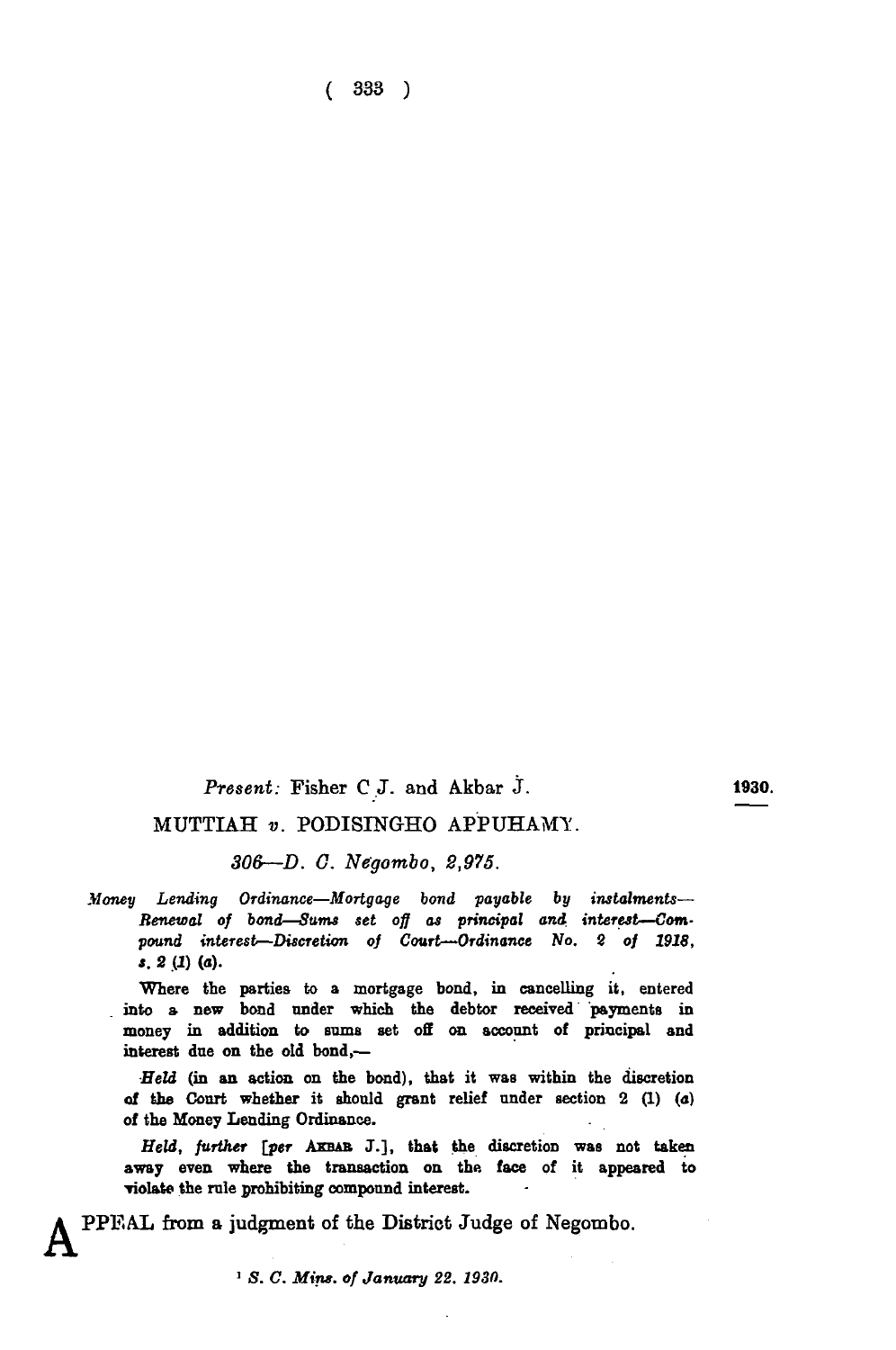*Present:* Fisher C.J. and Akbar J.

1930.

MUTTIAH *v.* PODISINGHO APPUHAMY.

*306—D. C. Negombo, 2,975.*

*Money Lending Ordinance—Mortgage bond payable by instalments—Renewal of bond—Sums set off as principal and interest—Compound interest—Discretion of Court—Ordinance No. 2 of 1918, s. 2 (1) (a).*

Where the parties to a mortgage bond, in cancelling it, entered into a new bond under which the debtor received payments in money in addition to sums set off on account of principal and interest due on the old bond,—

*Held* (in an action on the bond), that it was within the discretion of the Court whether it should grant relief under section 2 (1) (a) of the Money Lending Ordinance.

*Held, further* [*per* AKBAR J.], that the discretion was not taken away even where the transaction on the face of it appeared to violate the rule prohibiting compound interest.

APPEAL from a judgment of the District Judge of Negombo.

[1] *S. C. Mins. of January 22, 1930.*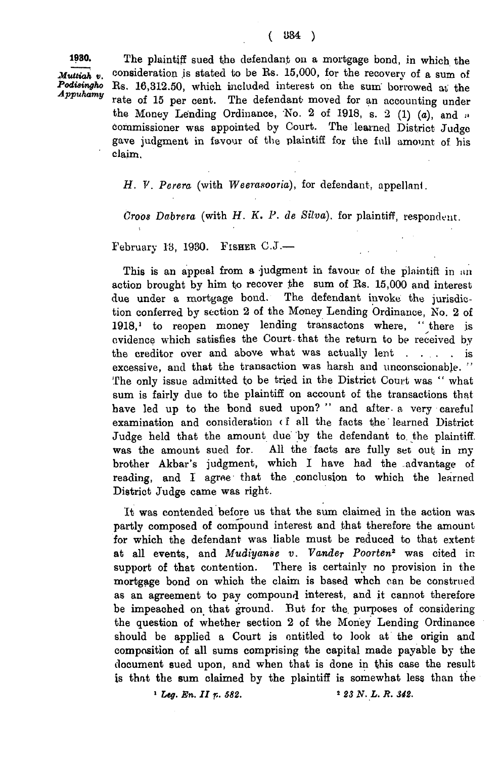**1930.**

*Muttiah v. Podisingho Appuhamy*

The plaintiff sued the defendant on a mortgage bond, in which the consideration is stated to be Rs. 15,000, for the recovery of a sum of Rs. 16,312.50, which included interest on the sum borrowed at the rate of 15 per cent. The defendant moved for an accounting under the Money Lending Ordinance, No. 2 of 1918, s. 2 (1) (*a*), and a commissioner was appointed by Court. The learned District Judge gave judgment in favour of the plaintiff for the full amount of his claim.

*H. V. Perera* (with *Weerasooria*), for defendant, appellant.

*Croos Dabrera* (with *H. K. P. de Silva*). for plaintiff, respondent.

February 18, 1930. FISHER C.J.—

This is an appeal from a judgment in favour of the plaintiff in an action brought by him to recover the sum of Rs. 15,000 and interest due under a mortgage bond. The defendant invoke the jurisdiction conferred by section 2 of the Money Lending Ordinance, No. 2 of 1918,[1] to reopen money lending transactons where, "there is evidence which satisfies the Court that the return to be received by the creditor over and above what was actually lent . . . . . is excessive, and that the transaction was harsh and unconscionable." The only issue admitted to be tried in the District Court was "what sum is fairly due to the plaintiff on account of the transactions that have led up to the bond sued upon?" and after a very careful examination and consideration of all the facts the learned District Judge held that the amount due by the defendant to the plaintiff was the amount sued for. All the facts are fully set out in my brother Akbar's judgment, which I have had the advantage of reading, and I agree that the conclusion to which the learned District Judge came was right.

It was contended before us that the sum claimed in the action was partly composed of compound interest and that therefore the amount for which the defendant was liable must be reduced to that extent at all events, and *Mudiyanse v. Vander Poorten*[2] was cited in support of that contention. There is certainly no provision in the mortgage bond on which the claim is based whch can be construed as an agreement to pay compound interest, and it cannot therefore be impeached on that ground. But for the purposes of considering the question of whether section 2 of the Money Lending Ordinance should be applied a Court is entitled to look at the origin and composition of all sums comprising the capital made payable by the document sued upon, and when that is done in this case the result is that the sum claimed by the plaintiff is somewhat less than the

[1] *Leg. En. II p. 582.*

[2] *23 N. L. R. 342.*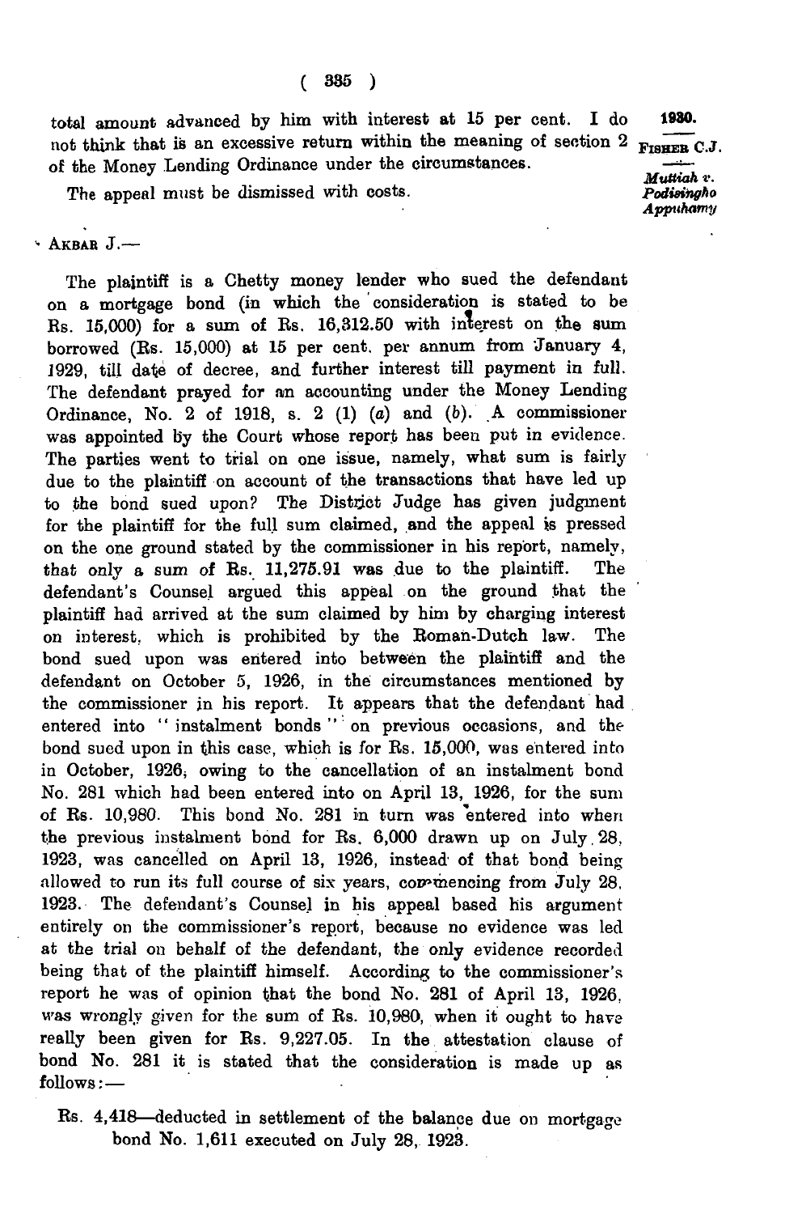total amount advanced by him with interest at 15 per cent. I do not think that is an excessive return within the meaning of section 2 of the Money Lending Ordinance under the circumstances.

The appeal must be dismissed with costs.

AKBAR J.—

The plaintiff is a Chetty money lender who sued the defendant on a mortgage bond (in which the consideration is stated to be Rs. 15,000) for a sum of Rs. 16,312.50 with interest on the sum borrowed (Rs. 15,000) at 15 per cent. per annum from January 4, 1929, till date of decree, and further interest till payment in full. The defendant prayed for an accounting under the Money Lending Ordinance, No. 2 of 1918, s. 2 (1) (*a*) and (*b*). A commissioner was appointed by the Court whose report has been put in evidence. The parties went to trial on one issue, namely, what sum is fairly due to the plaintiff on account of the transactions that have led up to the bond sued upon? The District Judge has given judgment for the plaintiff for the full sum claimed, and the appeal is pressed on the one ground stated by the commissioner in his report, namely, that only a sum of Rs. 11,275.91 was due to the plaintiff. The defendant's Counsel argued this appeal on the ground that the plaintiff had arrived at the sum claimed by him by charging interest on interest, which is prohibited by the Roman-Dutch law. The bond sued upon was entered into between the plaintiff and the defendant on October 5, 1926, in the circumstances mentioned by the commissioner in his report. It appears that the defendant had entered into "instalment bonds" on previous occasions, and the bond sued upon in this case, which is for Rs. 15,000, was entered into in October, 1926, owing to the cancellation of an instalment bond No. 281 which had been entered into on April 13, 1926, for the sum of Rs. 10,980. This bond No. 281 in turn was entered into when the previous instalment bond for Rs. 6,000 drawn up on July 28, 1923, was cancelled on April 13, 1926, instead of that bond being allowed to run its full course of six years, commencing from July 28, 1923. The defendant's Counsel in his appeal based his argument entirely on the commissioner's report, because no evidence was led at the trial on behalf of the defendant, the only evidence recorded being that of the plaintiff himself. According to the commissioner's report he was of opinion that the bond No. 281 of April 13, 1926, was wrongly given for the sum of Rs. 10,980, when it ought to have really been given for Rs. 9,227.05. In the attestation clause of bond No. 281 it is stated that the consideration is made up as follows:—

Rs. 4,418—deducted in settlement of the balance due on mortgage bond No. 1,611 executed on July 28, 1923.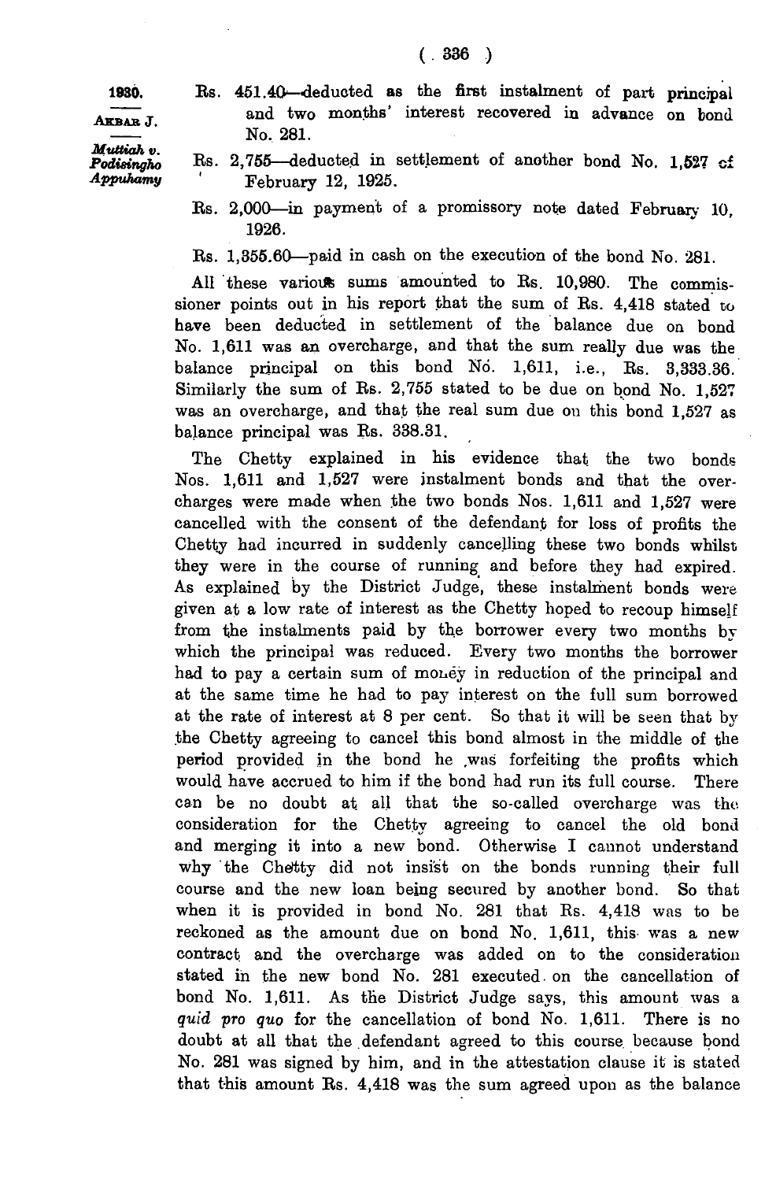Rs. 451.40—deducted as the first instalment of part principal and two months' interest recovered in advance on bond No. 281.

Rs. 2,755—deducted in settlement of another bond No. 1,527 of February 12, 1925.

Rs. 2,000—in payment of a promissory note dated February 10, 1926.

Rs. 1,355.60—paid in cash on the execution of the bond No. 281.

All these various sums amounted to Rs. 10,980. The commissioner points out in his report that the sum of Rs. 4,418 stated to have been deducted in settlement of the balance due on bond No. 1,611 was an overcharge, and that the sum really due was the balance principal on this bond No. 1,611, i.e., Rs. 3,333.36. Similarly the sum of Rs. 2,755 stated to be due on bond No. 1,527 was an overcharge, and that the real sum due on this bond 1,527 as balance principal was Rs. 338.31.

The Chetty explained in his evidence that the two bonds Nos. 1,611 and 1,527 were instalment bonds and that the overcharges were made when the two bonds Nos. 1,611 and 1,527 were cancelled with the consent of the defendant for loss of profits the Chetty had incurred in suddenly cancelling these two bonds whilst they were in the course of running and before they had expired. As explained by the District Judge, these instalment bonds were given at a low rate of interest as the Chetty hoped to recoup himself from the instalments paid by the borrower every two months by which the principal was reduced. Every two months the borrower had to pay a certain sum of money in reduction of the principal and at the same time he had to pay interest on the full sum borrowed at the rate of interest at 8 per cent. So that it will be seen that by the Chetty agreeing to cancel this bond almost in the middle of the period provided in the bond he was forfeiting the profits which would have accrued to him if the bond had run its full course. There can be no doubt at all that the so-called overcharge was the consideration for the Chetty agreeing to cancel the old bond and merging it into a new bond. Otherwise I cannot understand why the Chetty did not insist on the bonds running their full course and the new loan being secured by another bond. So that when it is provided in bond No. 281 that Rs. 4,418 was to be reckoned as the amount due on bond No. 1,611, this was a new contract and the overcharge was added on to the consideration stated in the new bond No. 281 executed on the cancellation of bond No. 1,611. As the District Judge says, this amount was a *quid pro quo* for the cancellation of bond No. 1,611. There is no doubt at all that the defendant agreed to this course because bond No. 281 was signed by him, and in the attestation clause it is stated that this amount Rs. 4,418 was the sum agreed upon as the balance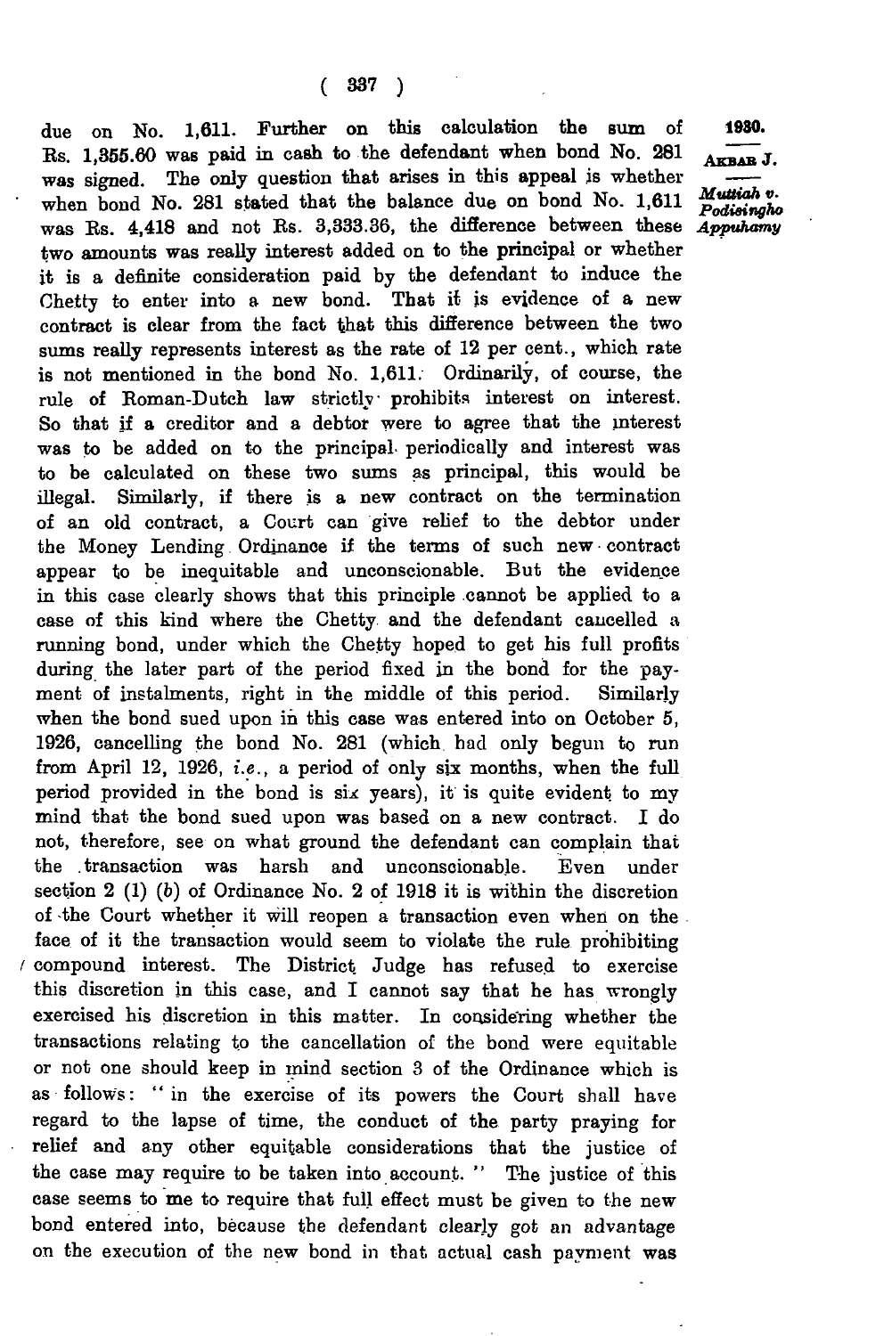due on No. 1,611. Further on this calculation the sum of Rs. 1,355.60 was paid in cash to the defendant when bond No. 281 was signed. The only question that arises in this appeal is whether when bond No. 281 stated that the balance due on bond No. 1,611 was Rs. 4,418 and not Rs. 3,333.36, the difference between these two amounts was really interest added on to the principal or whether it is a definite consideration paid by the defendant to induce the Chetty to enter into a new bond. That it is evidence of a new contract is clear from the fact that this difference between the two sums really represents interest as the rate of 12 per cent., which rate is not mentioned in the bond No. 1,611. Ordinarily, of course, the rule of Roman-Dutch law strictly prohibits interest on interest. So that if a creditor and a debtor were to agree that the interest was to be added on to the principal periodically and interest was to be calculated on these two sums as principal, this would be illegal. Similarly, if there is a new contract on the termination of an old contract, a Court can give relief to the debtor under the Money Lending Ordinance if the terms of such new contract appear to be inequitable and unconscionable. But the evidence in this case clearly shows that this principle cannot be applied to a case of this kind where the Chetty and the defendant cancelled a running bond, under which the Chetty hoped to get his full profits during the later part of the period fixed in the bond for the payment of instalments, right in the middle of this period. Similarly when the bond sued upon in this case was entered into on October 5, 1926, cancelling the bond No. 281 (which had only begun to run from April 12, 1926, *i.e.*, a period of only six months, when the full period provided in the bond is six years), it is quite evident to my mind that the bond sued upon was based on a new contract. I do not, therefore, see on what ground the defendant can complain that the transaction was harsh and unconscionable. Even under section 2 (1) (*b*) of Ordinance No. 2 of 1918 it is within the discretion of the Court whether it will reopen a transaction even when on the face of it the transaction would seem to violate the rule prohibiting compound interest. The District Judge has refused to exercise this discretion in this case, and I cannot say that he has wrongly exercised his discretion in this matter. In considering whether the transactions relating to the cancellation of the bond were equitable or not one should keep in mind section 3 of the Ordinance which is as follows: "in the exercise of its powers the Court shall have regard to the lapse of time, the conduct of the party praying for relief and any other equitable considerations that the justice of the case may require to be taken into account." The justice of this case seems to me to require that full effect must be given to the new bond entered into, because the defendant clearly got an advantage on the execution of the new bond in that actual cash payment was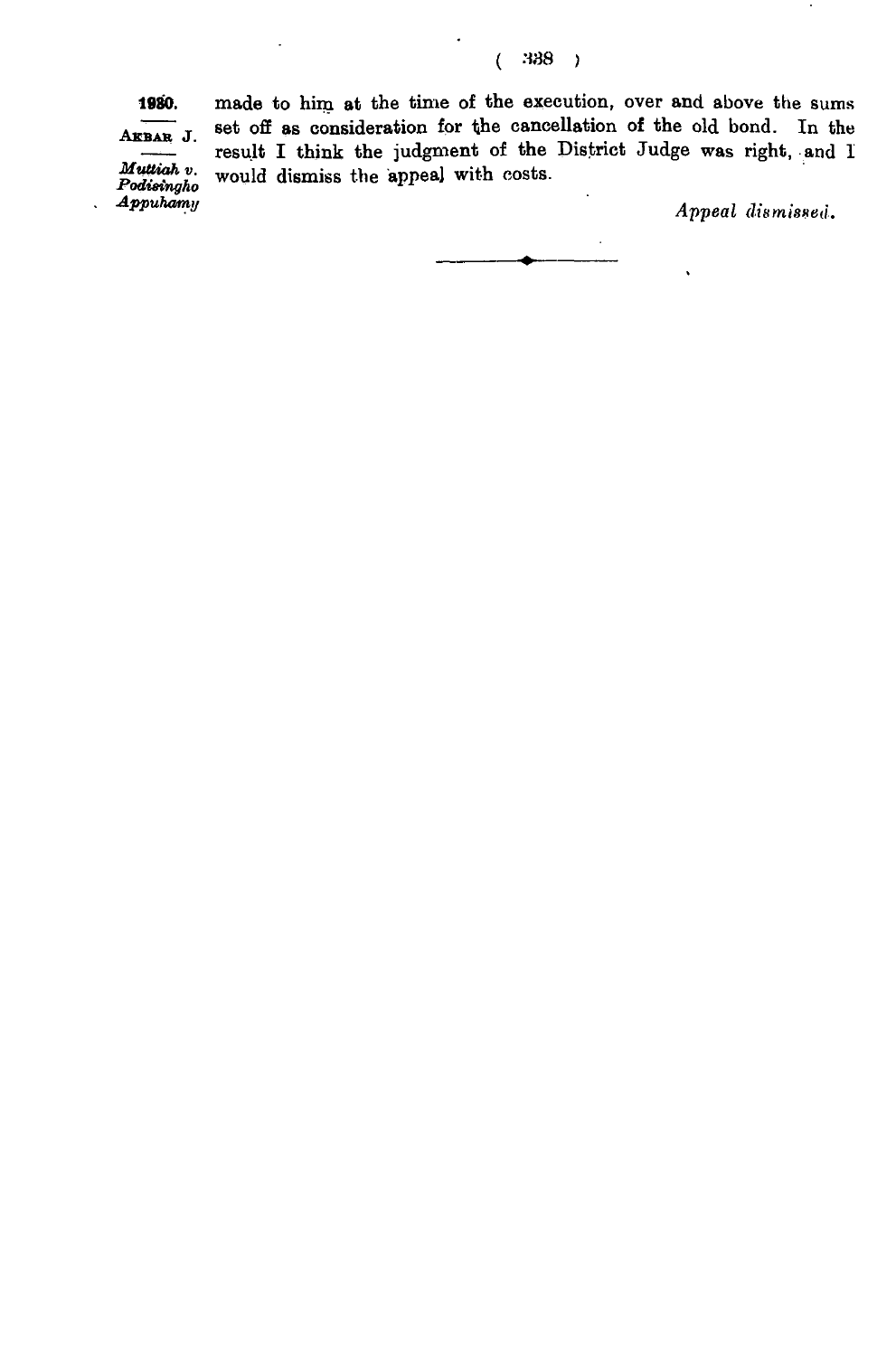made to him at the time of the execution, over and above the sums set off as consideration for the cancellation of the old bond. In the result I think the judgment of the District Judge was right, and I would dismiss the appeal with costs.

*Appeal dismissed.*